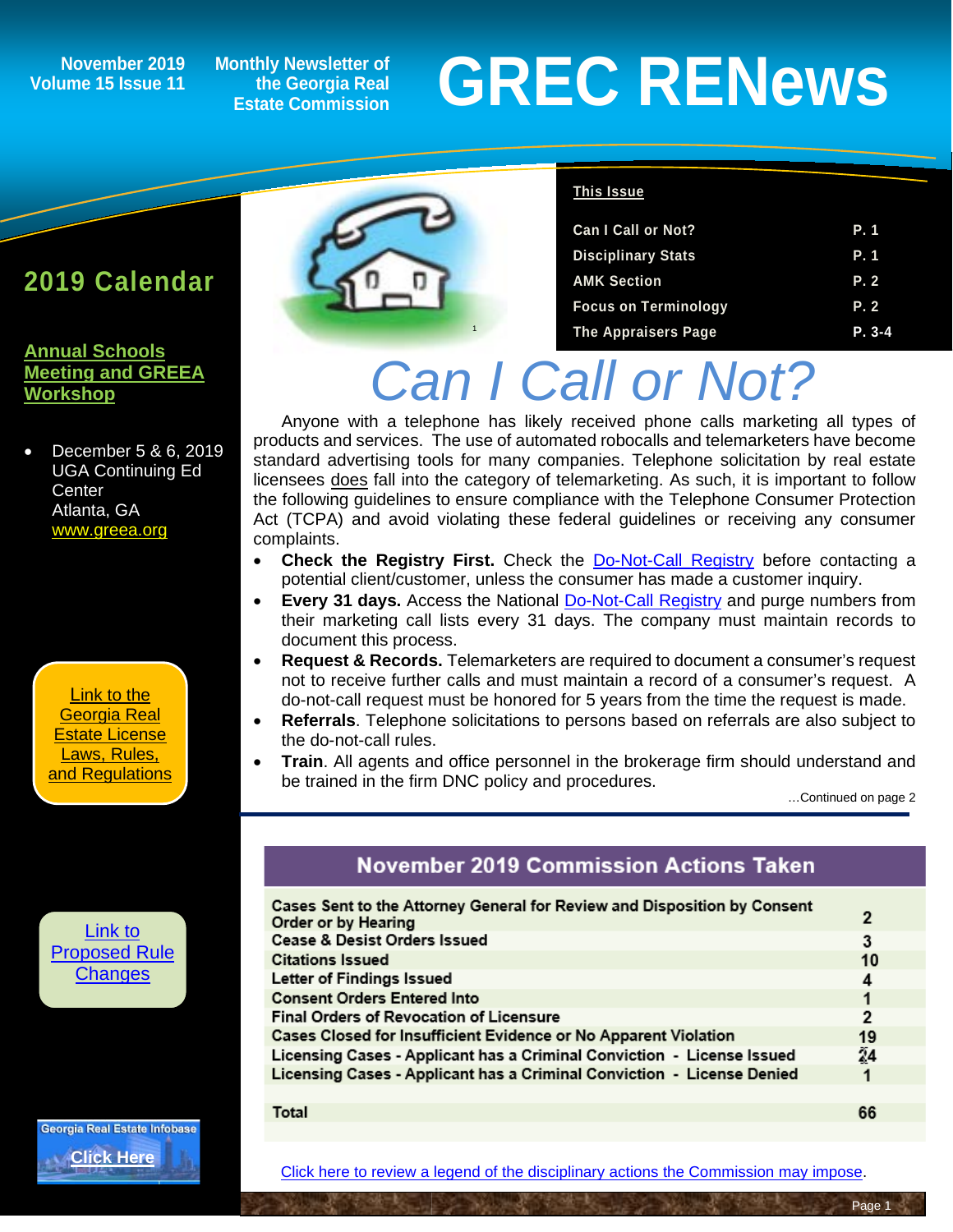November 2019
Volume 15 Issue 11

Monthly Newsletter of the Georgia Real Estate Commission

# GREC RENews

**This Issue**

| | |
|---|---|
| Can I Call or Not? | P. 1 |
| Disciplinary Stats | P. 1 |
| AMK Section | P. 2 |
| Focus on Terminology | P. 2 |
| The Appraisers Page | P. 3-4 |

## 2019 Calendar

**Annual Schools Meeting and GREEA Workshop**

- December 5 & 6, 2019
  UGA Continuing Ed Center
  Atlanta, GA
  www.greea.org

Link to the Georgia Real Estate License Laws, Rules, and Regulations

Link to Proposed Rule Changes

Georgia Real Estate Infobase
Click Here

# *Can I Call or Not?*

Anyone with a telephone has likely received phone calls marketing all types of products and services. The use of automated robocalls and telemarketers have become standard advertising tools for many companies. Telephone solicitation by real estate licensees does fall into the category of telemarketing. As such, it is important to follow the following guidelines to ensure compliance with the Telephone Consumer Protection Act (TCPA) and avoid violating these federal guidelines or receiving any consumer complaints.

- **Check the Registry First.** Check the Do-Not-Call Registry before contacting a potential client/customer, unless the consumer has made a customer inquiry.
- **Every 31 days.** Access the National Do-Not-Call Registry and purge numbers from their marketing call lists every 31 days. The company must maintain records to document this process.
- **Request & Records.** Telemarketers are required to document a consumer's request not to receive further calls and must maintain a record of a consumer's request. A do-not-call request must be honored for 5 years from the time the request is made.
- **Referrals**. Telephone solicitations to persons based on referrals are also subject to the do-not-call rules.
- **Train**. All agents and office personnel in the brokerage firm should understand and be trained in the firm DNC policy and procedures.

…Continued on page 2

## November 2019 Commission Actions Taken

| | |
|---|---|
| Cases Sent to the Attorney General for Review and Disposition by Consent Order or by Hearing | 2 |
| Cease & Desist Orders Issued | 3 |
| Citations Issued | 10 |
| Letter of Findings Issued | 4 |
| Consent Orders Entered Into | 1 |
| Final Orders of Revocation of Licensure | 2 |
| Cases Closed for Insufficient Evidence or No Apparent Violation | 19 |
| Licensing Cases - Applicant has a Criminal Conviction - License Issued | 24 |
| Licensing Cases - Applicant has a Criminal Conviction - License Denied | 1 |
| | |
| Total | 66 |

Click here to review a legend of the disciplinary actions the Commission may impose.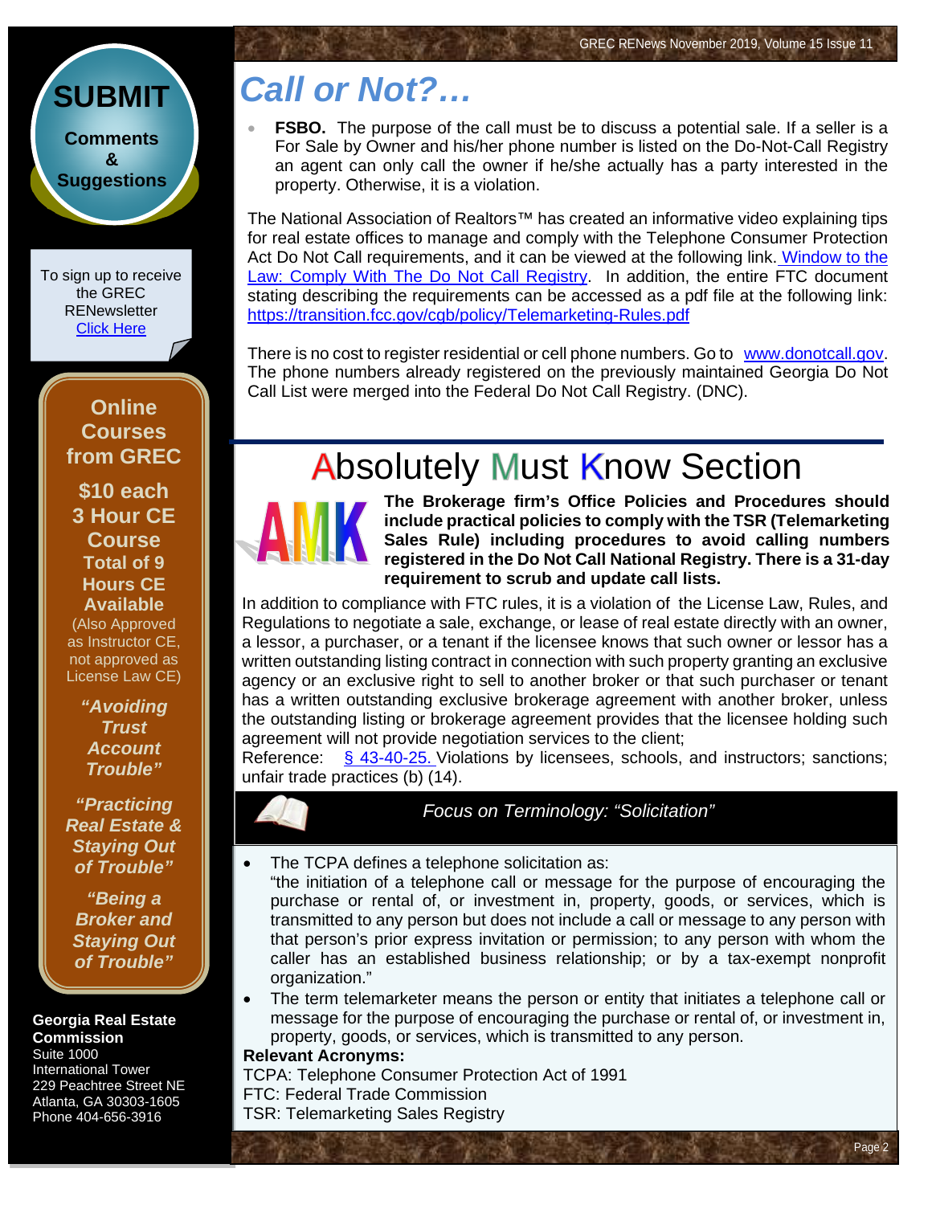# Call or Not?…

- **FSBO.** The purpose of the call must be to discuss a potential sale. If a seller is a For Sale by Owner and his/her phone number is listed on the Do-Not-Call Registry an agent can only call the owner if he/she actually has a party interested in the property. Otherwise, it is a violation.

The National Association of Realtors™ has created an informative video explaining tips for real estate offices to manage and comply with the Telephone Consumer Protection Act Do Not Call requirements, and it can be viewed at the following link. Window to the Law: Comply With The Do Not Call Registry. In addition, the entire FTC document stating describing the requirements can be accessed as a pdf file at the following link: https://transition.fcc.gov/cgb/policy/Telemarketing-Rules.pdf

There is no cost to register residential or cell phone numbers. Go to www.donotcall.gov. The phone numbers already registered on the previously maintained Georgia Do Not Call List were merged into the Federal Do Not Call Registry. (DNC).

# Absolutely Must Know Section

**The Brokerage firm's Office Policies and Procedures should include practical policies to comply with the TSR (Telemarketing Sales Rule) including procedures to avoid calling numbers registered in the Do Not Call National Registry. There is a 31-day requirement to scrub and update call lists.**

In addition to compliance with FTC rules, it is a violation of the License Law, Rules, and Regulations to negotiate a sale, exchange, or lease of real estate directly with an owner, a lessor, a purchaser, or a tenant if the licensee knows that such owner or lessor has a written outstanding listing contract in connection with such property granting an exclusive agency or an exclusive right to sell to another broker or that such purchaser or tenant has a written outstanding exclusive brokerage agreement with another broker, unless the outstanding listing or brokerage agreement provides that the licensee holding such agreement will not provide negotiation services to the client;

Reference: § 43-40-25. Violations by licensees, schools, and instructors; sanctions; unfair trade practices (b) (14).

### *Focus on Terminology: "Solicitation"*

- The TCPA defines a telephone solicitation as:
  "the initiation of a telephone call or message for the purpose of encouraging the purchase or rental of, or investment in, property, goods, or services, which is transmitted to any person but does not include a call or message to any person with that person's prior express invitation or permission; to any person with whom the caller has an established business relationship; or by a tax-exempt nonprofit organization."
- The term telemarketer means the person or entity that initiates a telephone call or message for the purpose of encouraging the purchase or rental of, or investment in, property, goods, or services, which is transmitted to any person.

**Relevant Acronyms:**

TCPA: Telephone Consumer Protection Act of 1991
FTC: Federal Trade Commission
TSR: Telemarketing Sales Registry

---

**SUBMIT**
**Comments & Suggestions**

To sign up to receive the GREC RENewsletter Click Here

**Online Courses from GREC**

**$10 each**
**3 Hour CE Course**
**Total of 9 Hours CE Available**
(Also Approved as Instructor CE, not approved as License Law CE)

***"Avoiding Trust Account Trouble"***

***"Practicing Real Estate & Staying Out of Trouble"***

***"Being a Broker and Staying Out of Trouble"***

**Georgia Real Estate Commission**
Suite 1000
International Tower
229 Peachtree Street NE
Atlanta, GA 30303-1605
Phone 404-656-3916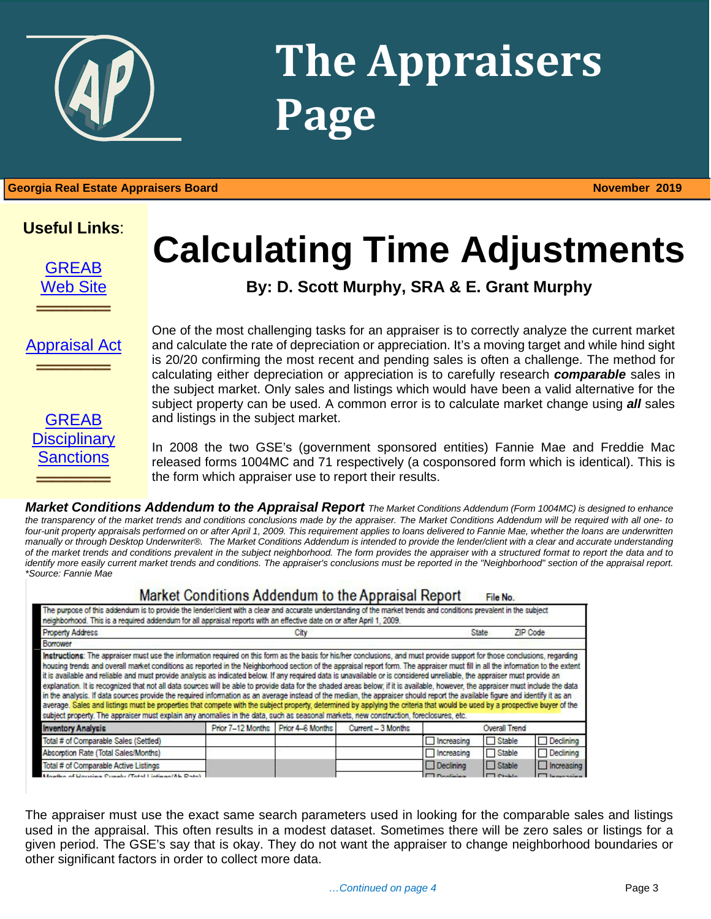# The Appraisers Page

**Georgia Real Estate Appraisers Board** **November 2019**

**Useful Links**:

GREAB Web Site

Appraisal Act

GREAB Disciplinary Sanctions

# Calculating Time Adjustments

**By: D. Scott Murphy, SRA & E. Grant Murphy**

One of the most challenging tasks for an appraiser is to correctly analyze the current market and calculate the rate of depreciation or appreciation. It's a moving target and while hind sight is 20/20 confirming the most recent and pending sales is often a challenge. The method for calculating either depreciation or appreciation is to carefully research ***comparable*** sales in the subject market. Only sales and listings which would have been a valid alternative for the subject property can be used. A common error is to calculate market change using ***all*** sales and listings in the subject market.

In 2008 the two GSE's (government sponsored entities) Fannie Mae and Freddie Mac released forms 1004MC and 71 respectively (a cosponsored form which is identical). This is the form which appraiser use to report their results.

***Market Conditions Addendum to the Appraisal Report*** *The Market Conditions Addendum (Form 1004MC) is designed to enhance the transparency of the market trends and conditions conclusions made by the appraiser. The Market Conditions Addendum will be required with all one- to four-unit property appraisals performed on or after April 1, 2009. This requirement applies to loans delivered to Fannie Mae, whether the loans are underwritten manually or through Desktop Underwriter®. The Market Conditions Addendum is intended to provide the lender/client with a clear and accurate understanding of the market trends and conditions prevalent in the subject neighborhood. The form provides the appraiser with a structured format to report the data and to identify more easily current market trends and conditions. The appraiser's conclusions must be reported in the "Neighborhood" section of the appraisal report. *Source: Fannie Mae*

**Market Conditions Addendum to the Appraisal Report** File No.

The purpose of this addendum is to provide the lender/client with a clear and accurate understanding of the market trends and conditions prevalent in the subject neighborhood. This is a required addendum for all appraisal reports with an effective date on or after April 1, 2009.

Property Address | City | State | ZIP Code

Borrower

**Instructions**: The appraiser must use the information required on this form as the basis for his/her conclusions, and must provide support for those conclusions, regarding housing trends and overall market conditions as reported in the Neighborhood section of the appraisal report form. The appraiser must fill in all the information to the extent it is available and reliable and must provide analysis as indicated below. If any required data is unavailable or is considered unreliable, the appraiser must provide an explanation. It is recognized that not all data sources will be able to provide data for the shaded areas below; if it is available, however, the appraiser must include the data in the analysis. If data sources provide the required information as an average instead of the median, the appraiser should report the available figure and identify it as an average. Sales and listings must be properties that compete with the subject property, determined by applying the criteria that would be used by a prospective buyer of the subject property. The appraiser must explain any anomalies in the data, such as seasonal markets, new construction, foreclosures, etc.

| Inventory Analysis | Prior 7–12 Months | Prior 4–6 Months | Current – 3 Months | Overall Trend | | |
|---|---|---|---|---|---|---|
| Total # of Comparable Sales (Settled) | | | | ☐ Increasing | ☐ Stable | ☐ Declining |
| Absorption Rate (Total Sales/Months) | | | | ☐ Increasing | ☐ Stable | ☐ Declining |
| Total # of Comparable Active Listings | | | | ☐ Declining | ☐ Stable | ☐ Increasing |
| Months of Housing Supply (Total Listings/Ab. Rate) | | | | ☐ Declining | ☐ Stable | ☐ Increasing |

The appraiser must use the exact same search parameters used in looking for the comparable sales and listings used in the appraisal. This often results in a modest dataset. Sometimes there will be zero sales or listings for a given period. The GSE's say that is okay. They do not want the appraiser to change neighborhood boundaries or other significant factors in order to collect more data.

*…Continued on page 4*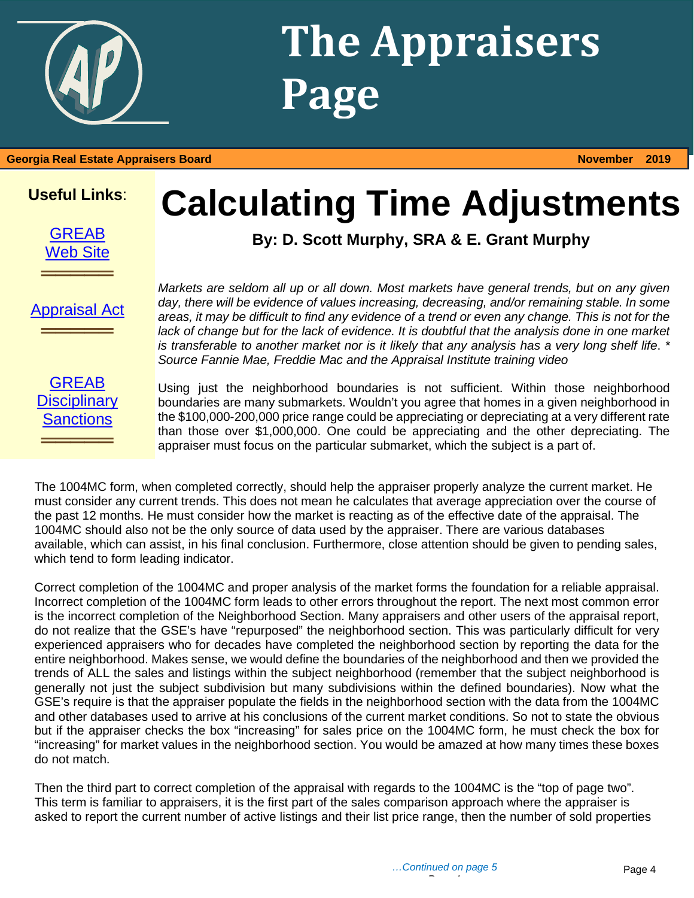# The Appraisers Page

**Georgia Real Estate Appraisers Board** **November 2019**

**Useful Links**:

[GREAB Web Site]

[Appraisal Act]

[GREAB Disciplinary Sanctions]

# Calculating Time Adjustments

**By: D. Scott Murphy, SRA & E. Grant Murphy**

*Markets are seldom all up or all down. Most markets have general trends, but on any given day, there will be evidence of values increasing, decreasing, and/or remaining stable. In some areas, it may be difficult to find any evidence of a trend or even any change. This is not for the lack of change but for the lack of evidence. It is doubtful that the analysis done in one market is transferable to another market nor is it likely that any analysis has a very long shelf life. * Source Fannie Mae, Freddie Mac and the Appraisal Institute training video*

Using just the neighborhood boundaries is not sufficient. Within those neighborhood boundaries are many submarkets. Wouldn't you agree that homes in a given neighborhood in the $100,000-200,000 price range could be appreciating or depreciating at a very different rate than those over $1,000,000. One could be appreciating and the other depreciating. The appraiser must focus on the particular submarket, which the subject is a part of.

The 1004MC form, when completed correctly, should help the appraiser properly analyze the current market. He must consider any current trends. This does not mean he calculates that average appreciation over the course of the past 12 months. He must consider how the market is reacting as of the effective date of the appraisal. The 1004MC should also not be the only source of data used by the appraiser. There are various databases available, which can assist, in his final conclusion. Furthermore, close attention should be given to pending sales, which tend to form leading indicator.

Correct completion of the 1004MC and proper analysis of the market forms the foundation for a reliable appraisal. Incorrect completion of the 1004MC form leads to other errors throughout the report. The next most common error is the incorrect completion of the Neighborhood Section. Many appraisers and other users of the appraisal report, do not realize that the GSE's have "repurposed" the neighborhood section. This was particularly difficult for very experienced appraisers who for decades have completed the neighborhood section by reporting the data for the entire neighborhood. Makes sense, we would define the boundaries of the neighborhood and then we provided the trends of ALL the sales and listings within the subject neighborhood (remember that the subject neighborhood is generally not just the subject subdivision but many subdivisions within the defined boundaries). Now what the GSE's require is that the appraiser populate the fields in the neighborhood section with the data from the 1004MC and other databases used to arrive at his conclusions of the current market conditions. So not to state the obvious but if the appraiser checks the box "increasing" for sales price on the 1004MC form, he must check the box for "increasing" for market values in the neighborhood section. You would be amazed at how many times these boxes do not match.

Then the third part to correct completion of the appraisal with regards to the 1004MC is the "top of page two". This term is familiar to appraisers, it is the first part of the sales comparison approach where the appraiser is asked to report the current number of active listings and their list price range, then the number of sold properties

*…Continued on page 5*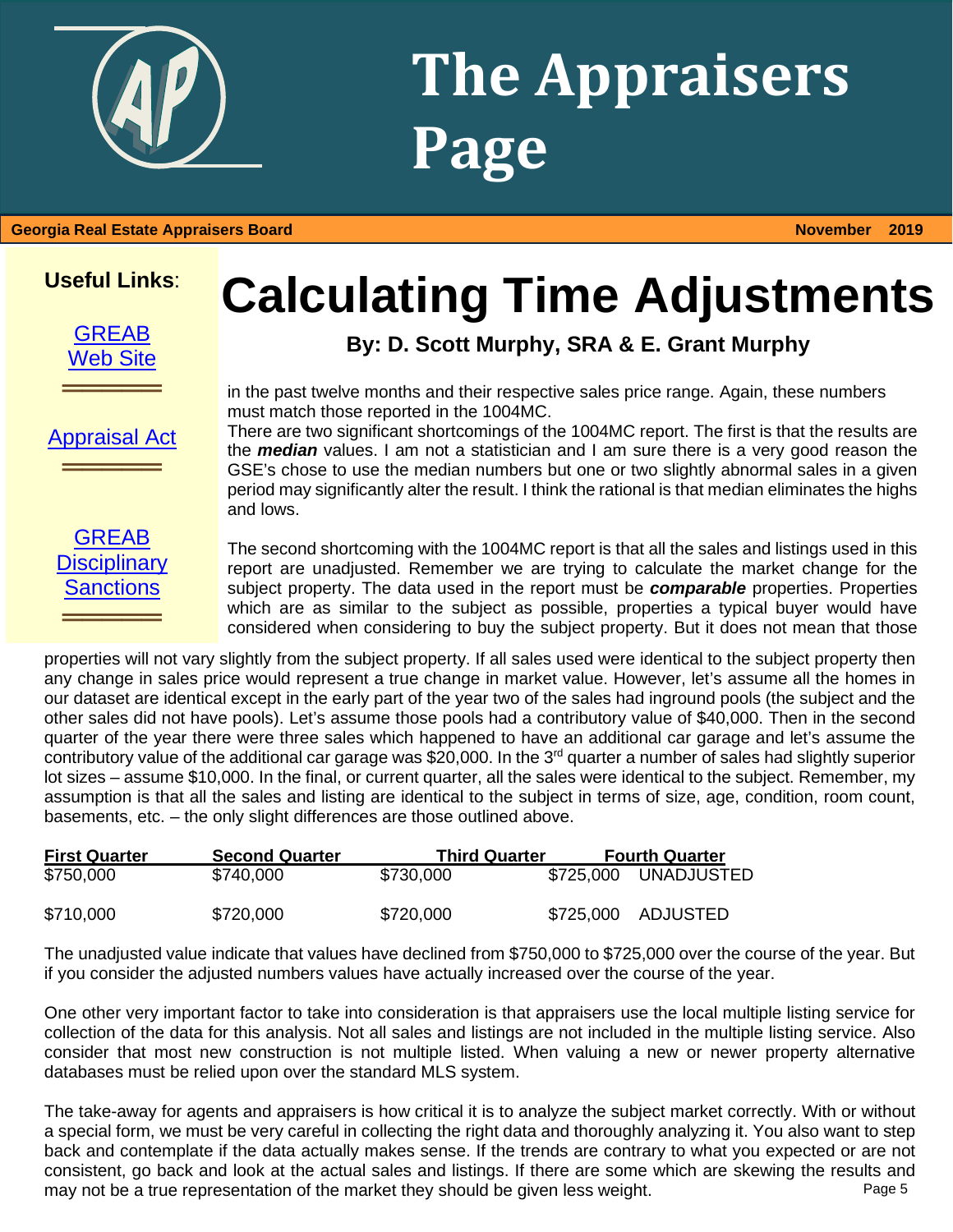# The Appraisers Page

**Georgia Real Estate Appraisers Board** **November 2019**

**Useful Links**:

[GREAB Web Site]

[Appraisal Act]

[GREAB Disciplinary Sanctions]

# Calculating Time Adjustments

### By: D. Scott Murphy, SRA & E. Grant Murphy

in the past twelve months and their respective sales price range. Again, these numbers must match those reported in the 1004MC.

There are two significant shortcomings of the 1004MC report. The first is that the results are the ***median*** values. I am not a statistician and I am sure there is a very good reason the GSE's chose to use the median numbers but one or two slightly abnormal sales in a given period may significantly alter the result. I think the rational is that median eliminates the highs and lows.

The second shortcoming with the 1004MC report is that all the sales and listings used in this report are unadjusted. Remember we are trying to calculate the market change for the subject property. The data used in the report must be ***comparable*** properties. Properties which are as similar to the subject as possible, properties a typical buyer would have considered when considering to buy the subject property. But it does not mean that those properties will not vary slightly from the subject property. If all sales used were identical to the subject property then any change in sales price would represent a true change in market value. However, let's assume all the homes in our dataset are identical except in the early part of the year two of the sales had inground pools (the subject and the other sales did not have pools). Let's assume those pools had a contributory value of $40,000. Then in the second quarter of the year there were three sales which happened to have an additional car garage and let's assume the contributory value of the additional car garage was $20,000. In the 3rd quarter a number of sales had slightly superior lot sizes – assume $10,000. In the final, or current quarter, all the sales were identical to the subject. Remember, my assumption is that all the sales and listing are identical to the subject in terms of size, age, condition, room count, basements, etc. – the only slight differences are those outlined above.

| First Quarter | Second Quarter | Third Quarter | Fourth Quarter | |
|---|---|---|---|---|
| $750,000 | $740,000 | $730,000 | $725,000 | UNADJUSTED |
| $710,000 | $720,000 | $720,000 | $725,000 | ADJUSTED |

The unadjusted value indicate that values have declined from $750,000 to $725,000 over the course of the year. But if you consider the adjusted numbers values have actually increased over the course of the year.

One other very important factor to take into consideration is that appraisers use the local multiple listing service for collection of the data for this analysis. Not all sales and listings are not included in the multiple listing service. Also consider that most new construction is not multiple listed. When valuing a new or newer property alternative databases must be relied upon over the standard MLS system.

The take-away for agents and appraisers is how critical it is to analyze the subject market correctly. With or without a special form, we must be very careful in collecting the right data and thoroughly analyzing it. You also want to step back and contemplate if the data actually makes sense. If the trends are contrary to what you expected or are not consistent, go back and look at the actual sales and listings. If there are some which are skewing the results and may not be a true representation of the market they should be given less weight.